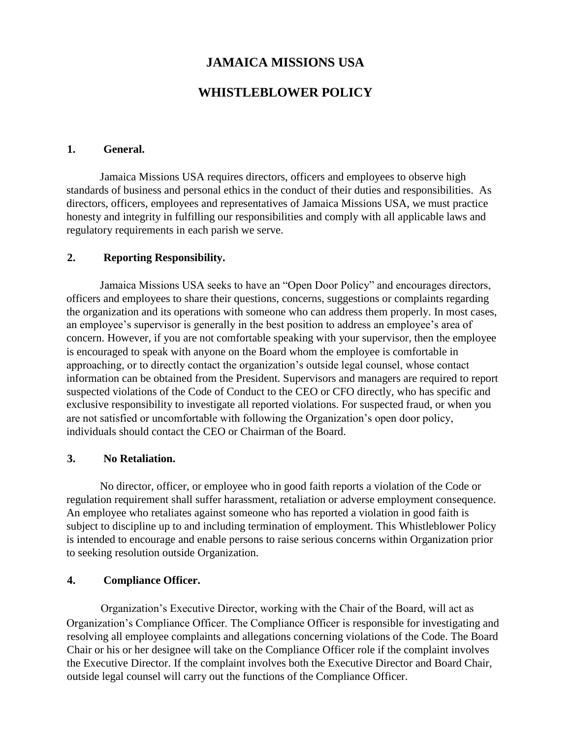# JAMAICA MISSIONS USA

# WHISTLEBLOWER POLICY

## 1. General.

Jamaica Missions USA requires directors, officers and employees to observe high standards of business and personal ethics in the conduct of their duties and responsibilities. As directors, officers, employees and representatives of Jamaica Missions USA, we must practice honesty and integrity in fulfilling our responsibilities and comply with all applicable laws and regulatory requirements in each parish we serve.

## 2. Reporting Responsibility.

Jamaica Missions USA seeks to have an "Open Door Policy" and encourages directors, officers and employees to share their questions, concerns, suggestions or complaints regarding the organization and its operations with someone who can address them properly. In most cases, an employee's supervisor is generally in the best position to address an employee's area of concern. However, if you are not comfortable speaking with your supervisor, then the employee is encouraged to speak with anyone on the Board whom the employee is comfortable in approaching, or to directly contact the organization's outside legal counsel, whose contact information can be obtained from the President. Supervisors and managers are required to report suspected violations of the Code of Conduct to the CEO or CFO directly, who has specific and exclusive responsibility to investigate all reported violations. For suspected fraud, or when you are not satisfied or uncomfortable with following the Organization's open door policy, individuals should contact the CEO or Chairman of the Board.

## 3. No Retaliation.

No director, officer, or employee who in good faith reports a violation of the Code or regulation requirement shall suffer harassment, retaliation or adverse employment consequence. An employee who retaliates against someone who has reported a violation in good faith is subject to discipline up to and including termination of employment. This Whistleblower Policy is intended to encourage and enable persons to raise serious concerns within Organization prior to seeking resolution outside Organization.

## 4. Compliance Officer.

Organization's Executive Director, working with the Chair of the Board, will act as Organization's Compliance Officer. The Compliance Officer is responsible for investigating and resolving all employee complaints and allegations concerning violations of the Code. The Board Chair or his or her designee will take on the Compliance Officer role if the complaint involves the Executive Director. If the complaint involves both the Executive Director and Board Chair, outside legal counsel will carry out the functions of the Compliance Officer.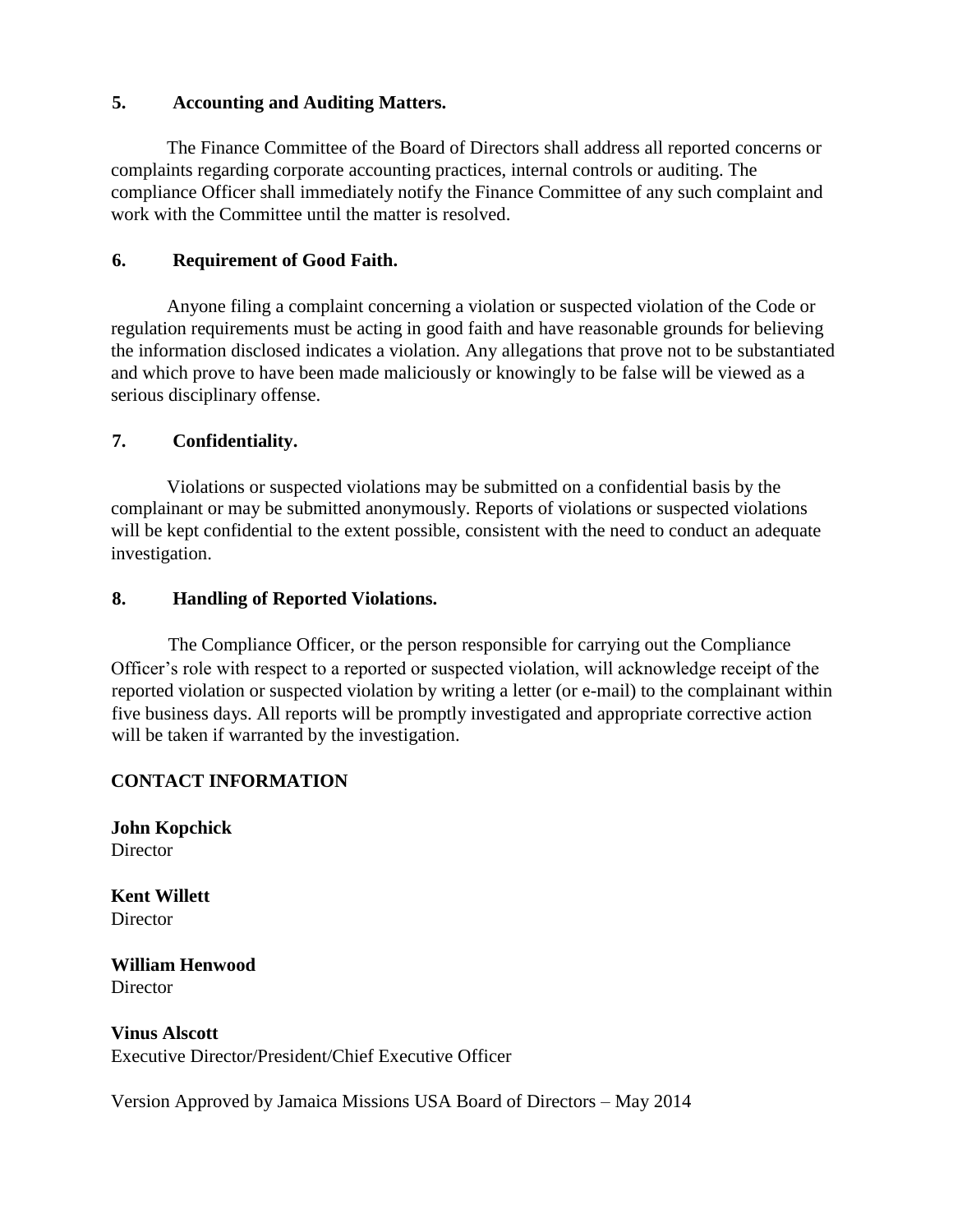## 5. Accounting and Auditing Matters.

The Finance Committee of the Board of Directors shall address all reported concerns or complaints regarding corporate accounting practices, internal controls or auditing. The compliance Officer shall immediately notify the Finance Committee of any such complaint and work with the Committee until the matter is resolved.

## 6. Requirement of Good Faith.

Anyone filing a complaint concerning a violation or suspected violation of the Code or regulation requirements must be acting in good faith and have reasonable grounds for believing the information disclosed indicates a violation. Any allegations that prove not to be substantiated and which prove to have been made maliciously or knowingly to be false will be viewed as a serious disciplinary offense.

## 7. Confidentiality.

Violations or suspected violations may be submitted on a confidential basis by the complainant or may be submitted anonymously. Reports of violations or suspected violations will be kept confidential to the extent possible, consistent with the need to conduct an adequate investigation.

## 8. Handling of Reported Violations.

The Compliance Officer, or the person responsible for carrying out the Compliance Officer's role with respect to a reported or suspected violation, will acknowledge receipt of the reported violation or suspected violation by writing a letter (or e-mail) to the complainant within five business days. All reports will be promptly investigated and appropriate corrective action will be taken if warranted by the investigation.

## CONTACT INFORMATION

**John Kopchick**
Director

**Kent Willett**
Director

**William Henwood**
Director

**Vinus Alscott**
Executive Director/President/Chief Executive Officer

Version Approved by Jamaica Missions USA Board of Directors – May 2014